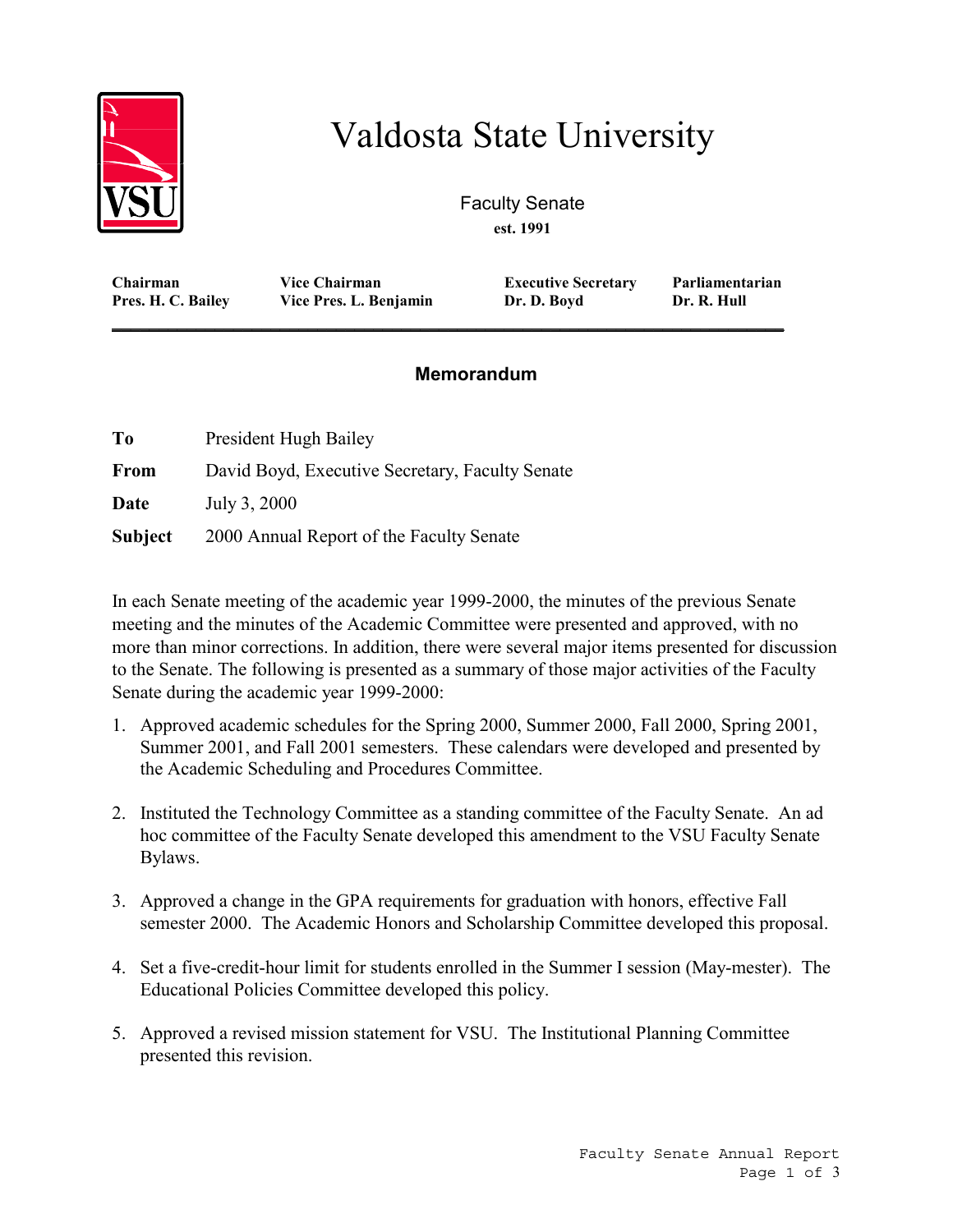# Valdosta State University

Faculty Senate

**est. 1991**

| **Chairman** | **Vice Chairman** | **Executive Secretary** | **Parliamentarian** |
|---|---|---|---|
| **Pres. H. C. Bailey** | **Vice Pres. L. Benjamin** | **Dr. D. Boyd** | **Dr. R. Hull** |

## Memorandum

**To** President Hugh Bailey

**From** David Boyd, Executive Secretary, Faculty Senate

**Date** July 3, 2000

**Subject** 2000 Annual Report of the Faculty Senate

In each Senate meeting of the academic year 1999-2000, the minutes of the previous Senate meeting and the minutes of the Academic Committee were presented and approved, with no more than minor corrections. In addition, there were several major items presented for discussion to the Senate. The following is presented as a summary of those major activities of the Faculty Senate during the academic year 1999-2000:

1. Approved academic schedules for the Spring 2000, Summer 2000, Fall 2000, Spring 2001, Summer 2001, and Fall 2001 semesters. These calendars were developed and presented by the Academic Scheduling and Procedures Committee.

2. Instituted the Technology Committee as a standing committee of the Faculty Senate. An ad hoc committee of the Faculty Senate developed this amendment to the VSU Faculty Senate Bylaws.

3. Approved a change in the GPA requirements for graduation with honors, effective Fall semester 2000. The Academic Honors and Scholarship Committee developed this proposal.

4. Set a five-credit-hour limit for students enrolled in the Summer I session (May-mester). The Educational Policies Committee developed this policy.

5. Approved a revised mission statement for VSU. The Institutional Planning Committee presented this revision.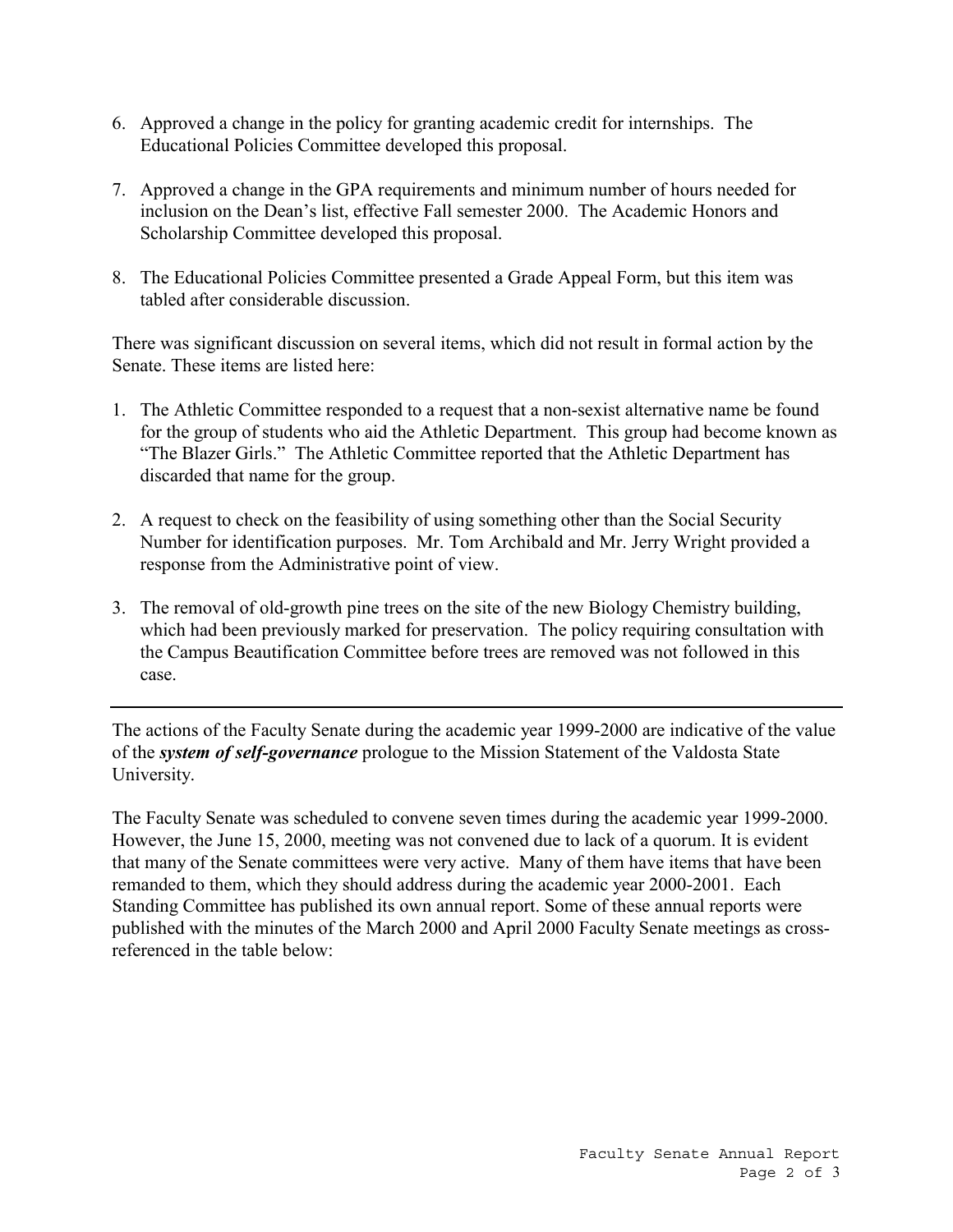6. Approved a change in the policy for granting academic credit for internships. The Educational Policies Committee developed this proposal.

7. Approved a change in the GPA requirements and minimum number of hours needed for inclusion on the Dean's list, effective Fall semester 2000. The Academic Honors and Scholarship Committee developed this proposal.

8. The Educational Policies Committee presented a Grade Appeal Form, but this item was tabled after considerable discussion.

There was significant discussion on several items, which did not result in formal action by the Senate. These items are listed here:

1. The Athletic Committee responded to a request that a non-sexist alternative name be found for the group of students who aid the Athletic Department. This group had become known as "The Blazer Girls." The Athletic Committee reported that the Athletic Department has discarded that name for the group.

2. A request to check on the feasibility of using something other than the Social Security Number for identification purposes. Mr. Tom Archibald and Mr. Jerry Wright provided a response from the Administrative point of view.

3. The removal of old-growth pine trees on the site of the new Biology Chemistry building, which had been previously marked for preservation. The policy requiring consultation with the Campus Beautification Committee before trees are removed was not followed in this case.

---

The actions of the Faculty Senate during the academic year 1999-2000 are indicative of the value of the ***system of self-governance*** prologue to the Mission Statement of the Valdosta State University.

The Faculty Senate was scheduled to convene seven times during the academic year 1999-2000. However, the June 15, 2000, meeting was not convened due to lack of a quorum. It is evident that many of the Senate committees were very active. Many of them have items that have been remanded to them, which they should address during the academic year 2000-2001. Each Standing Committee has published its own annual report. Some of these annual reports were published with the minutes of the March 2000 and April 2000 Faculty Senate meetings as cross-referenced in the table below: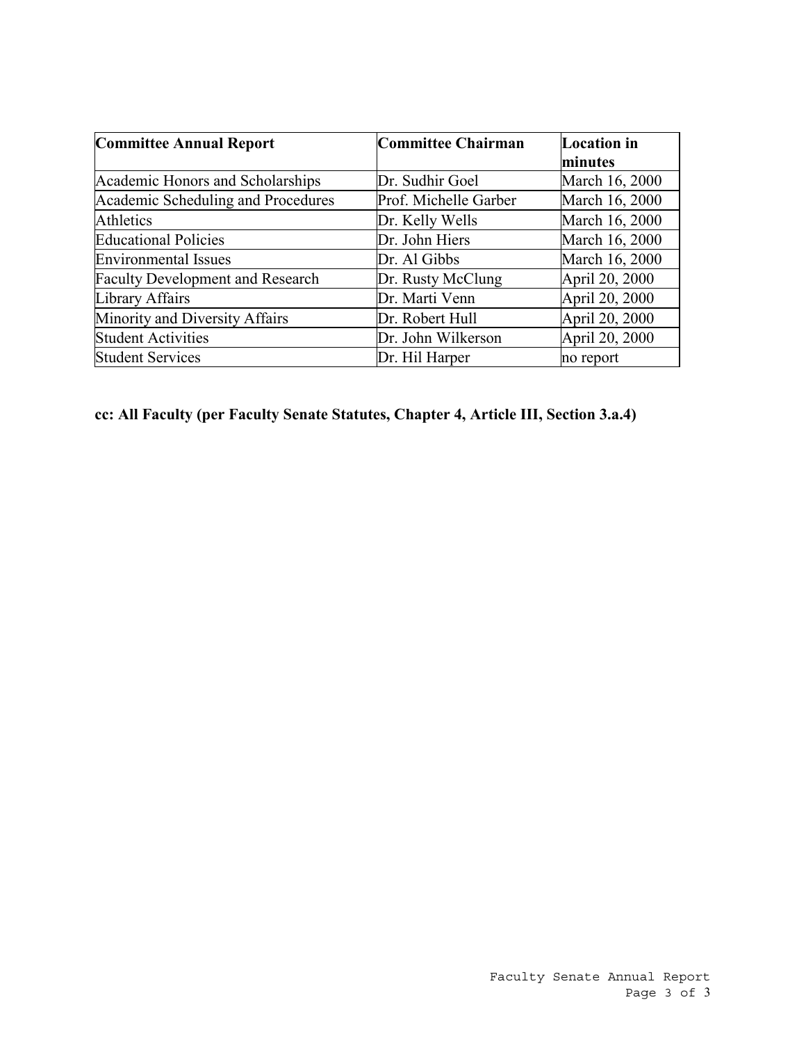| **Committee Annual Report** | **Committee Chairman** | **Location in minutes** |
|---|---|---|
| Academic Honors and Scholarships | Dr. Sudhir Goel | March 16, 2000 |
| Academic Scheduling and Procedures | Prof. Michelle Garber | March 16, 2000 |
| Athletics | Dr. Kelly Wells | March 16, 2000 |
| Educational Policies | Dr. John Hiers | March 16, 2000 |
| Environmental Issues | Dr. Al Gibbs | March 16, 2000 |
| Faculty Development and Research | Dr. Rusty McClung | April 20, 2000 |
| Library Affairs | Dr. Marti Venn | April 20, 2000 |
| Minority and Diversity Affairs | Dr. Robert Hull | April 20, 2000 |
| Student Activities | Dr. John Wilkerson | April 20, 2000 |
| Student Services | Dr. Hil Harper | no report |

**cc: All Faculty (per Faculty Senate Statutes, Chapter 4, Article III, Section 3.a.4)**